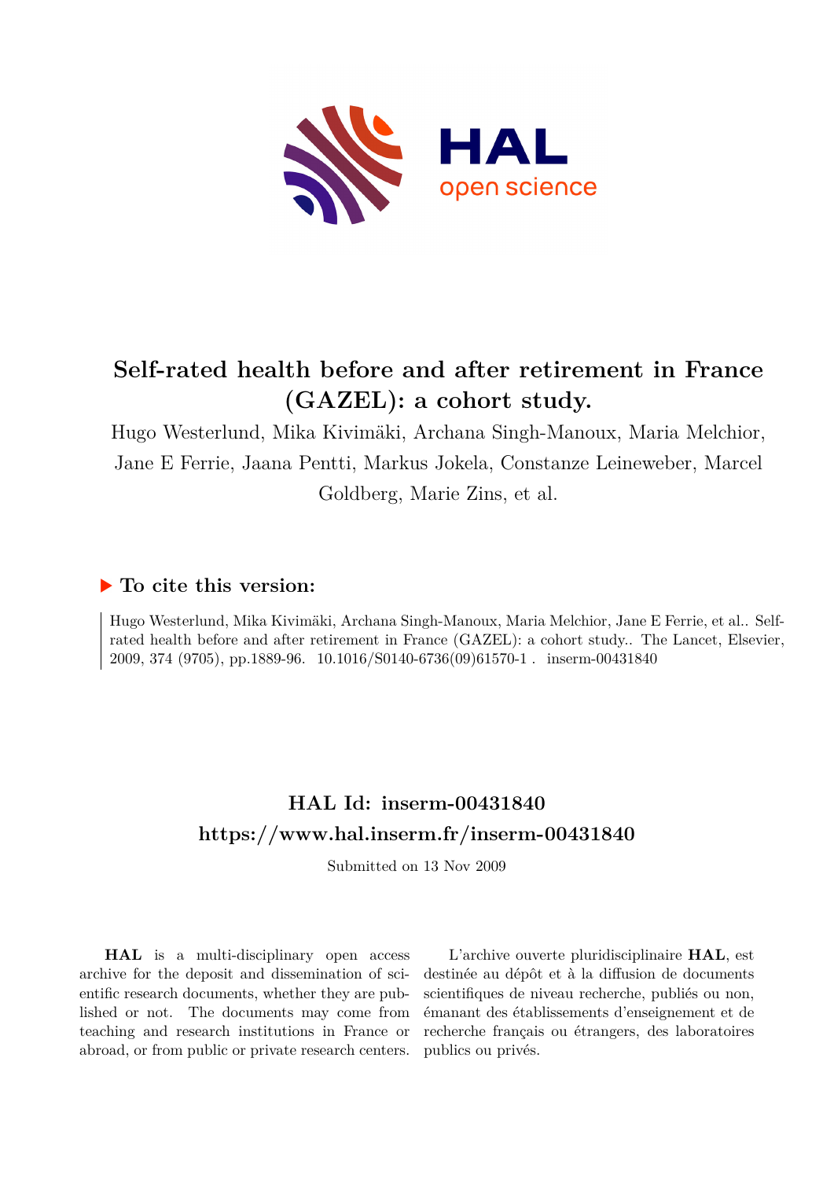# Self-rated health before and after retirement in France (GAZEL): a cohort study.

Hugo Westerlund, Mika Kivimäki, Archana Singh-Manoux, Maria Melchior, Jane E Ferrie, Jaana Pentti, Markus Jokela, Constanze Leineweber, Marcel Goldberg, Marie Zins, et al.

## ▶ To cite this version:

Hugo Westerlund, Mika Kivimäki, Archana Singh-Manoux, Maria Melchior, Jane E Ferrie, et al.. Self-rated health before and after retirement in France (GAZEL): a cohort study.. The Lancet, Elsevier, 2009, 374 (9705), pp.1889-96. 10.1016/S0140-6736(09)61570-1 . inserm-00431840

## HAL Id: inserm-00431840
## https://www.hal.inserm.fr/inserm-00431840

Submitted on 13 Nov 2009

**HAL** is a multi-disciplinary open access archive for the deposit and dissemination of scientific research documents, whether they are published or not. The documents may come from teaching and research institutions in France or abroad, or from public or private research centers.

L'archive ouverte pluridisciplinaire **HAL**, est destinée au dépôt et à la diffusion de documents scientifiques de niveau recherche, publiés ou non, émanant des établissements d'enseignement et de recherche français ou étrangers, des laboratoires publics ou privés.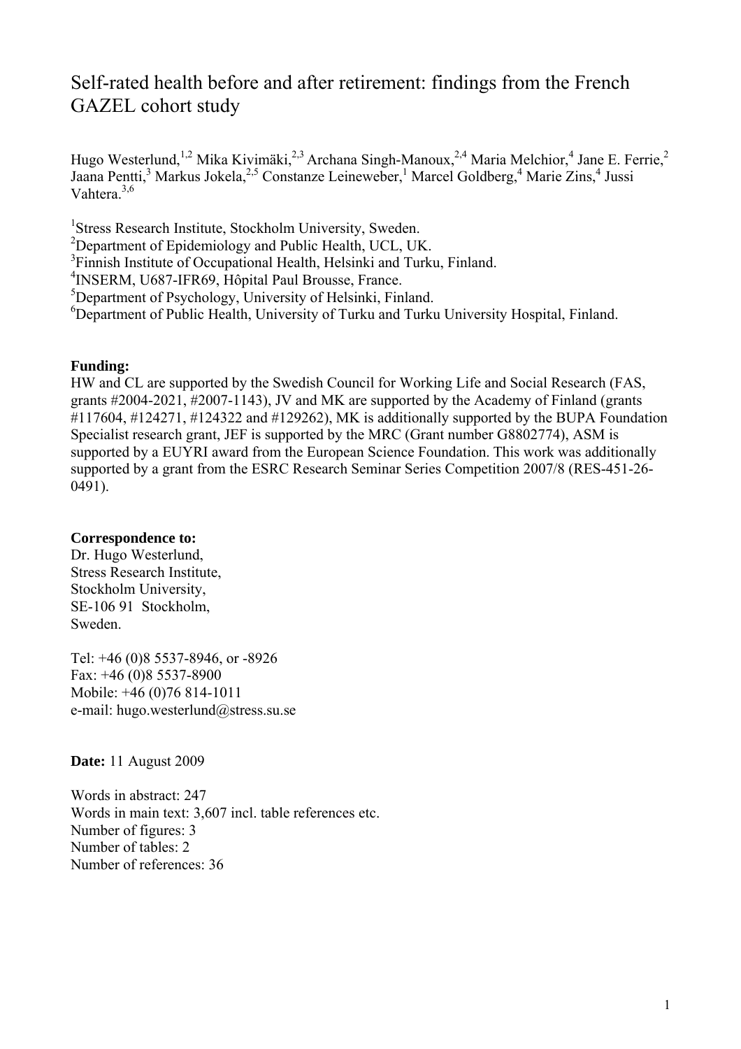# Self-rated health before and after retirement: findings from the French GAZEL cohort study

Hugo Westerlund,[1,2] Mika Kivimäki,[2,3] Archana Singh-Manoux,[2,4] Maria Melchior,[4] Jane E. Ferrie,[2] Jaana Pentti,[3] Markus Jokela,[2,5] Constanze Leineweber,[1] Marcel Goldberg,[4] Marie Zins,[4] Jussi Vahtera.[3,6]

[1]Stress Research Institute, Stockholm University, Sweden.
[2]Department of Epidemiology and Public Health, UCL, UK.
[3]Finnish Institute of Occupational Health, Helsinki and Turku, Finland.
[4]INSERM, U687-IFR69, Hôpital Paul Brousse, France.
[5]Department of Psychology, University of Helsinki, Finland.
[6]Department of Public Health, University of Turku and Turku University Hospital, Finland.

**Funding:**
HW and CL are supported by the Swedish Council for Working Life and Social Research (FAS, grants #2004-2021, #2007-1143), JV and MK are supported by the Academy of Finland (grants #117604, #124271, #124322 and #129262), MK is additionally supported by the BUPA Foundation Specialist research grant, JEF is supported by the MRC (Grant number G8802774), ASM is supported by a EUYRI award from the European Science Foundation. This work was additionally supported by a grant from the ESRC Research Seminar Series Competition 2007/8 (RES-451-26-0491).

**Correspondence to:**
Dr. Hugo Westerlund,
Stress Research Institute,
Stockholm University,
SE-106 91 Stockholm,
Sweden.

Tel: +46 (0)8 5537-8946, or -8926
Fax: +46 (0)8 5537-8900
Mobile: +46 (0)76 814-1011
e-mail: hugo.westerlund@stress.su.se

**Date:** 11 August 2009

Words in abstract: 247
Words in main text: 3,607 incl. table references etc.
Number of figures: 3
Number of tables: 2
Number of references: 36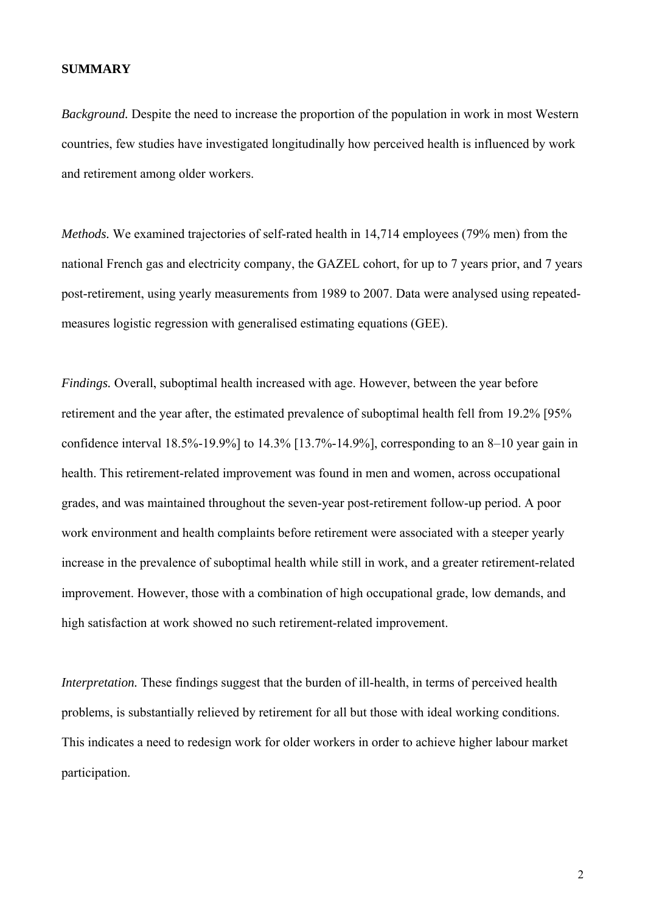## SUMMARY

*Background.* Despite the need to increase the proportion of the population in work in most Western countries, few studies have investigated longitudinally how perceived health is influenced by work and retirement among older workers.

*Methods.* We examined trajectories of self-rated health in 14,714 employees (79% men) from the national French gas and electricity company, the GAZEL cohort, for up to 7 years prior, and 7 years post-retirement, using yearly measurements from 1989 to 2007. Data were analysed using repeated-measures logistic regression with generalised estimating equations (GEE).

*Findings.* Overall, suboptimal health increased with age. However, between the year before retirement and the year after, the estimated prevalence of suboptimal health fell from 19.2% [95% confidence interval 18.5%-19.9%] to 14.3% [13.7%-14.9%], corresponding to an 8–10 year gain in health. This retirement-related improvement was found in men and women, across occupational grades, and was maintained throughout the seven-year post-retirement follow-up period. A poor work environment and health complaints before retirement were associated with a steeper yearly increase in the prevalence of suboptimal health while still in work, and a greater retirement-related improvement. However, those with a combination of high occupational grade, low demands, and high satisfaction at work showed no such retirement-related improvement.

*Interpretation.* These findings suggest that the burden of ill-health, in terms of perceived health problems, is substantially relieved by retirement for all but those with ideal working conditions. This indicates a need to redesign work for older workers in order to achieve higher labour market participation.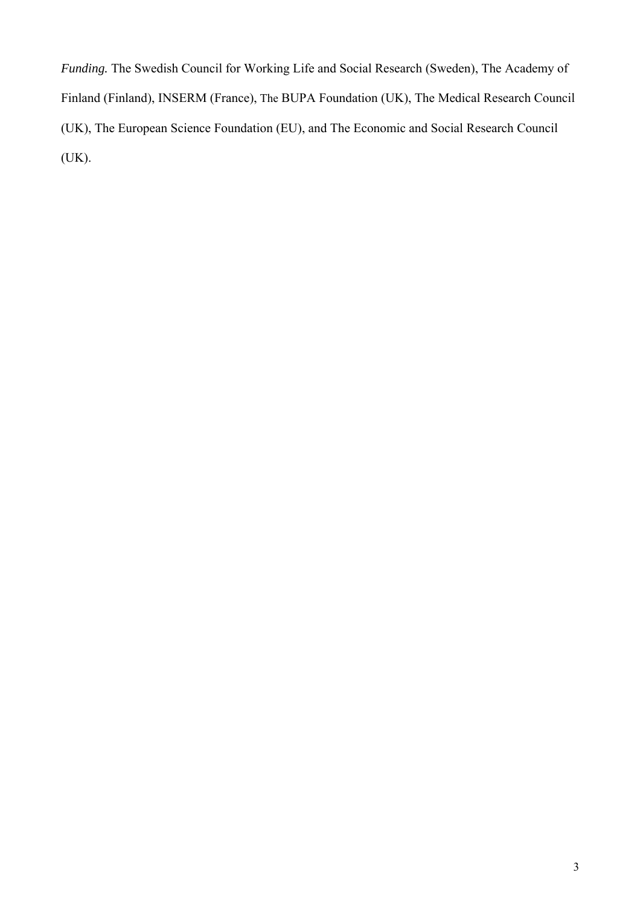*Funding.* The Swedish Council for Working Life and Social Research (Sweden), The Academy of Finland (Finland), INSERM (France), The BUPA Foundation (UK), The Medical Research Council (UK), The European Science Foundation (EU), and The Economic and Social Research Council (UK).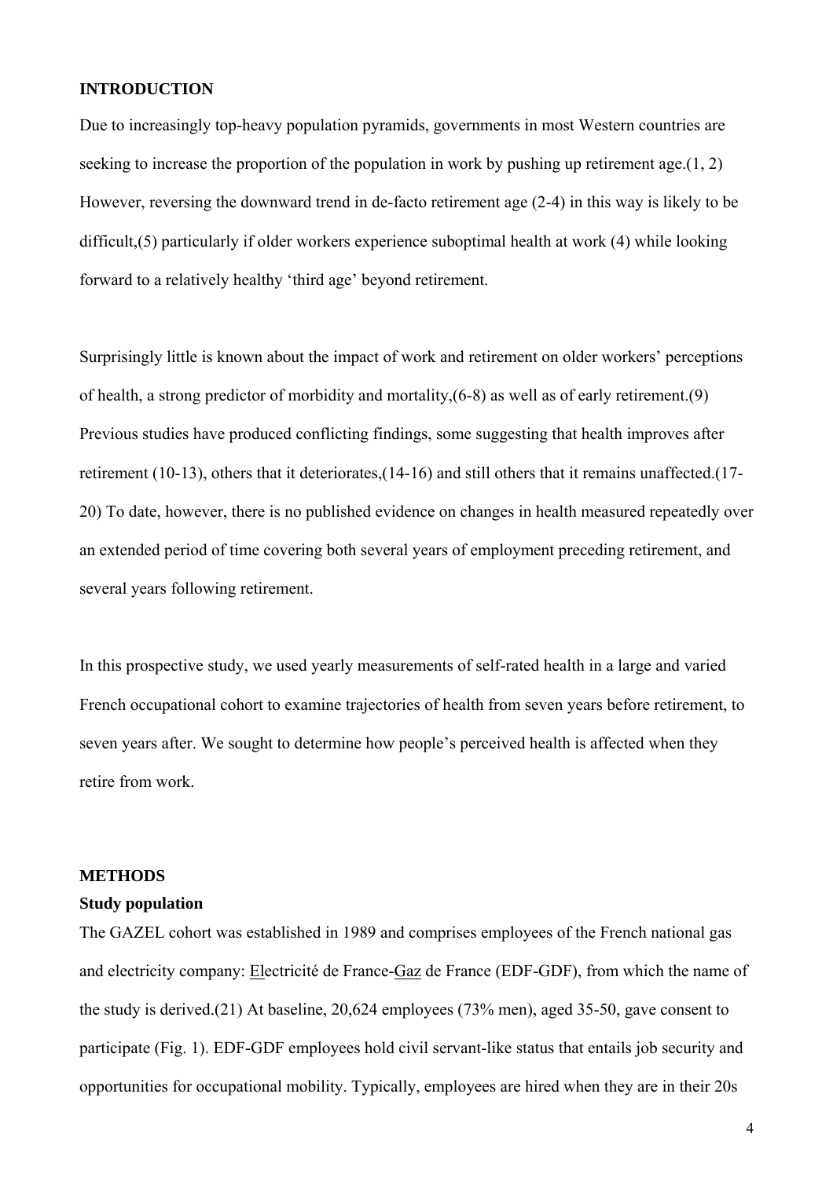## INTRODUCTION

Due to increasingly top-heavy population pyramids, governments in most Western countries are seeking to increase the proportion of the population in work by pushing up retirement age.(1, 2) However, reversing the downward trend in de-facto retirement age (2-4) in this way is likely to be difficult,(5) particularly if older workers experience suboptimal health at work (4) while looking forward to a relatively healthy 'third age' beyond retirement.

Surprisingly little is known about the impact of work and retirement on older workers' perceptions of health, a strong predictor of morbidity and mortality,(6-8) as well as of early retirement.(9) Previous studies have produced conflicting findings, some suggesting that health improves after retirement (10-13), others that it deteriorates,(14-16) and still others that it remains unaffected.(17-20) To date, however, there is no published evidence on changes in health measured repeatedly over an extended period of time covering both several years of employment preceding retirement, and several years following retirement.

In this prospective study, we used yearly measurements of self-rated health in a large and varied French occupational cohort to examine trajectories of health from seven years before retirement, to seven years after. We sought to determine how people's perceived health is affected when they retire from work.

## METHODS

### Study population

The GAZEL cohort was established in 1989 and comprises employees of the French national gas and electricity company: Electricité de France-Gaz de France (EDF-GDF), from which the name of the study is derived.(21) At baseline, 20,624 employees (73% men), aged 35-50, gave consent to participate (Fig. 1). EDF-GDF employees hold civil servant-like status that entails job security and opportunities for occupational mobility. Typically, employees are hired when they are in their 20s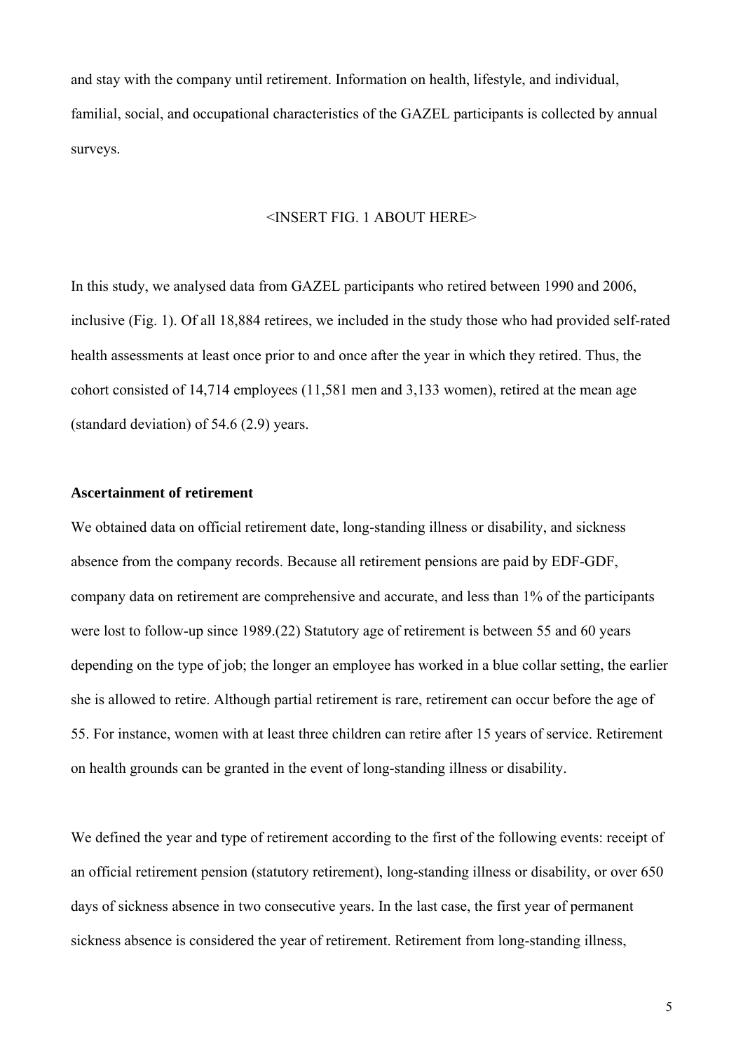and stay with the company until retirement. Information on health, lifestyle, and individual, familial, social, and occupational characteristics of the GAZEL participants is collected by annual surveys.

<INSERT FIG. 1 ABOUT HERE>

In this study, we analysed data from GAZEL participants who retired between 1990 and 2006, inclusive (Fig. 1). Of all 18,884 retirees, we included in the study those who had provided self-rated health assessments at least once prior to and once after the year in which they retired. Thus, the cohort consisted of 14,714 employees (11,581 men and 3,133 women), retired at the mean age (standard deviation) of 54.6 (2.9) years.

**Ascertainment of retirement**

We obtained data on official retirement date, long-standing illness or disability, and sickness absence from the company records. Because all retirement pensions are paid by EDF-GDF, company data on retirement are comprehensive and accurate, and less than 1% of the participants were lost to follow-up since 1989.(22) Statutory age of retirement is between 55 and 60 years depending on the type of job; the longer an employee has worked in a blue collar setting, the earlier she is allowed to retire. Although partial retirement is rare, retirement can occur before the age of 55. For instance, women with at least three children can retire after 15 years of service. Retirement on health grounds can be granted in the event of long-standing illness or disability.

We defined the year and type of retirement according to the first of the following events: receipt of an official retirement pension (statutory retirement), long-standing illness or disability, or over 650 days of sickness absence in two consecutive years. In the last case, the first year of permanent sickness absence is considered the year of retirement. Retirement from long-standing illness,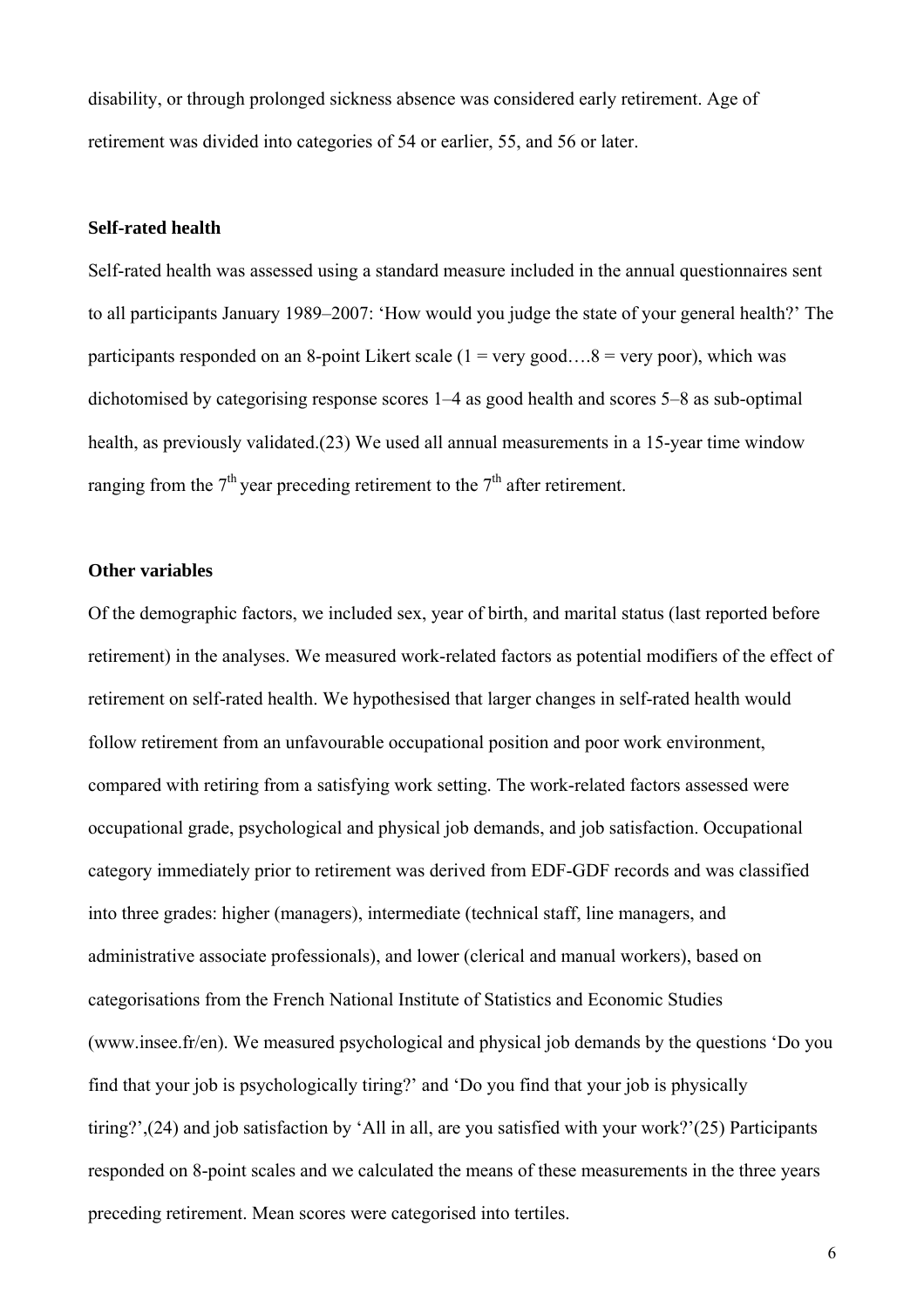disability, or through prolonged sickness absence was considered early retirement. Age of retirement was divided into categories of 54 or earlier, 55, and 56 or later.

### Self-rated health

Self-rated health was assessed using a standard measure included in the annual questionnaires sent to all participants January 1989–2007: 'How would you judge the state of your general health?' The participants responded on an 8-point Likert scale (1 = very good….8 = very poor), which was dichotomised by categorising response scores 1–4 as good health and scores 5–8 as sub-optimal health, as previously validated.(23) We used all annual measurements in a 15-year time window ranging from the 7th year preceding retirement to the 7th after retirement.

### Other variables

Of the demographic factors, we included sex, year of birth, and marital status (last reported before retirement) in the analyses. We measured work-related factors as potential modifiers of the effect of retirement on self-rated health. We hypothesised that larger changes in self-rated health would follow retirement from an unfavourable occupational position and poor work environment, compared with retiring from a satisfying work setting. The work-related factors assessed were occupational grade, psychological and physical job demands, and job satisfaction. Occupational category immediately prior to retirement was derived from EDF-GDF records and was classified into three grades: higher (managers), intermediate (technical staff, line managers, and administrative associate professionals), and lower (clerical and manual workers), based on categorisations from the French National Institute of Statistics and Economic Studies (www.insee.fr/en). We measured psychological and physical job demands by the questions 'Do you find that your job is psychologically tiring?' and 'Do you find that your job is physically tiring?',(24) and job satisfaction by 'All in all, are you satisfied with your work?'(25) Participants responded on 8-point scales and we calculated the means of these measurements in the three years preceding retirement. Mean scores were categorised into tertiles.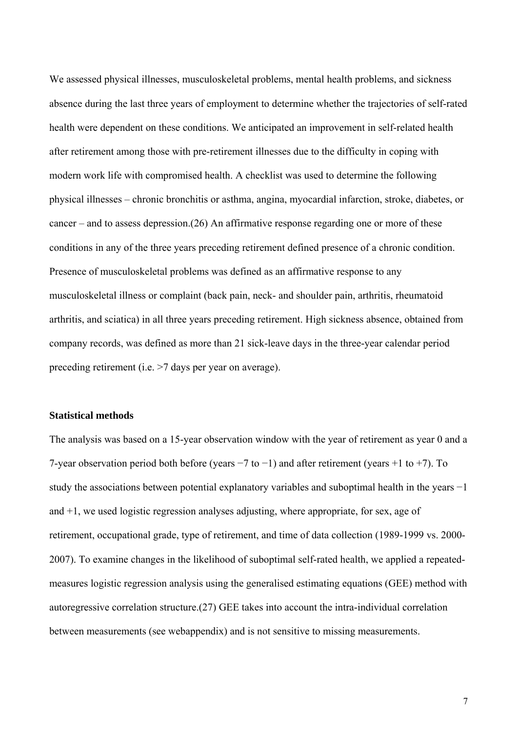We assessed physical illnesses, musculoskeletal problems, mental health problems, and sickness absence during the last three years of employment to determine whether the trajectories of self-rated health were dependent on these conditions. We anticipated an improvement in self-related health after retirement among those with pre-retirement illnesses due to the difficulty in coping with modern work life with compromised health. A checklist was used to determine the following physical illnesses – chronic bronchitis or asthma, angina, myocardial infarction, stroke, diabetes, or cancer – and to assess depression.(26) An affirmative response regarding one or more of these conditions in any of the three years preceding retirement defined presence of a chronic condition. Presence of musculoskeletal problems was defined as an affirmative response to any musculoskeletal illness or complaint (back pain, neck- and shoulder pain, arthritis, rheumatoid arthritis, and sciatica) in all three years preceding retirement. High sickness absence, obtained from company records, was defined as more than 21 sick-leave days in the three-year calendar period preceding retirement (i.e. >7 days per year on average).

### Statistical methods

The analysis was based on a 15-year observation window with the year of retirement as year 0 and a 7-year observation period both before (years −7 to −1) and after retirement (years +1 to +7). To study the associations between potential explanatory variables and suboptimal health in the years −1 and +1, we used logistic regression analyses adjusting, where appropriate, for sex, age of retirement, occupational grade, type of retirement, and time of data collection (1989-1999 vs. 2000-2007). To examine changes in the likelihood of suboptimal self-rated health, we applied a repeated-measures logistic regression analysis using the generalised estimating equations (GEE) method with autoregressive correlation structure.(27) GEE takes into account the intra-individual correlation between measurements (see webappendix) and is not sensitive to missing measurements.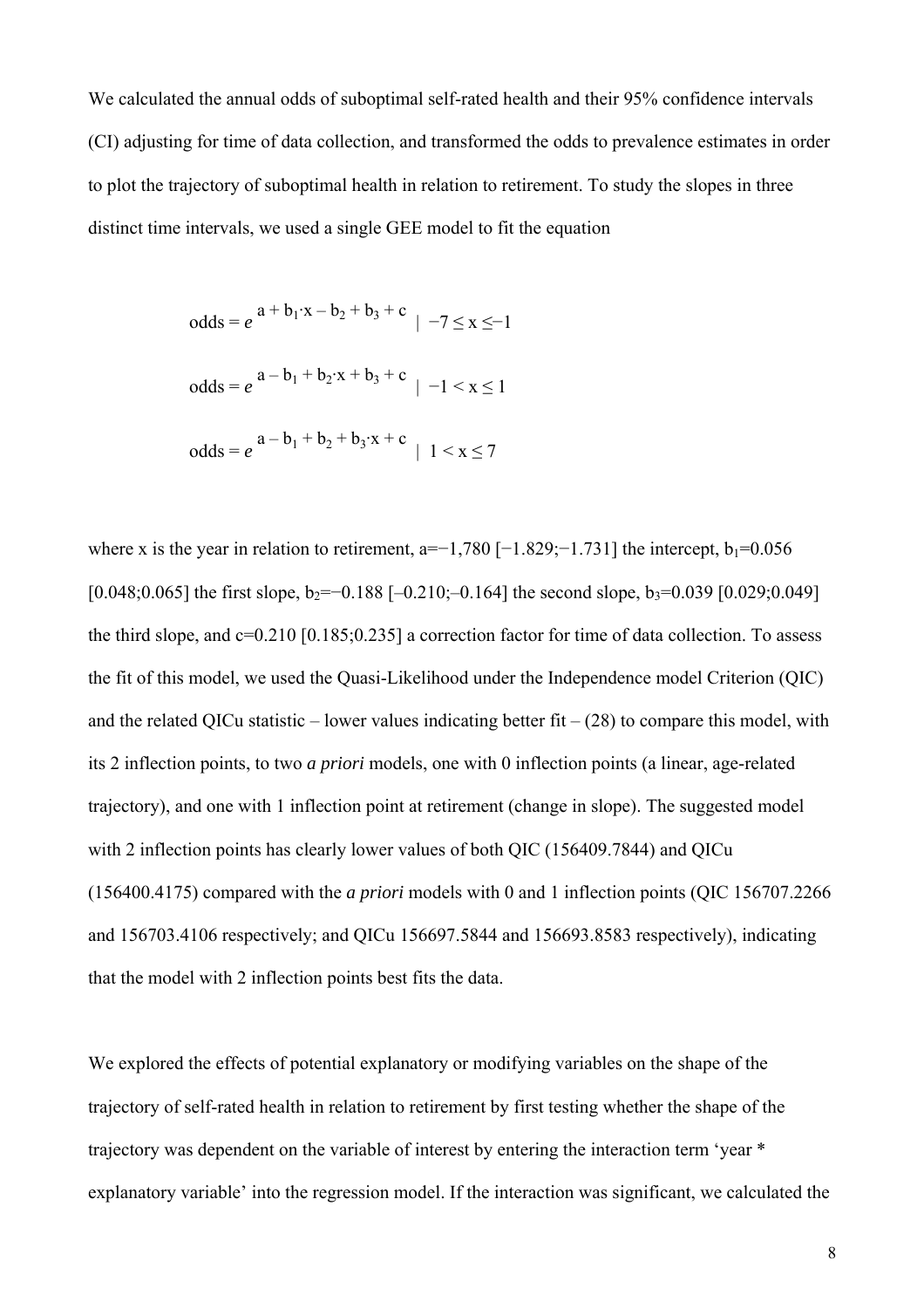We calculated the annual odds of suboptimal self-rated health and their 95% confidence intervals (CI) adjusting for time of data collection, and transformed the odds to prevalence estimates in order to plot the trajectory of suboptimal health in relation to retirement. To study the slopes in three distinct time intervals, we used a single GEE model to fit the equation

$$\text{odds} = e^{\,a + b_1 \cdot x - b_2 + b_3 + c} \quad | \;\; -7 \leq x \leq -1$$

$$\text{odds} = e^{\,a - b_1 + b_2 \cdot x + b_3 + c} \quad | \;\; -1 < x \leq 1$$

$$\text{odds} = e^{\,a - b_1 + b_2 + b_3 \cdot x + c} \quad | \;\; 1 < x \leq 7$$

where x is the year in relation to retirement, a=−1,780 [−1.829;−1.731] the intercept, $b_1$=0.056 [0.048;0.065] the first slope, $b_2$=−0.188 [–0.210;–0.164] the second slope, $b_3$=0.039 [0.029;0.049] the third slope, and c=0.210 [0.185;0.235] a correction factor for time of data collection. To assess the fit of this model, we used the Quasi-Likelihood under the Independence model Criterion (QIC) and the related QICu statistic – lower values indicating better fit – (28) to compare this model, with its 2 inflection points, to two *a priori* models, one with 0 inflection points (a linear, age-related trajectory), and one with 1 inflection point at retirement (change in slope). The suggested model with 2 inflection points has clearly lower values of both QIC (156409.7844) and QICu (156400.4175) compared with the *a priori* models with 0 and 1 inflection points (QIC 156707.2266 and 156703.4106 respectively; and QICu 156697.5844 and 156693.8583 respectively), indicating that the model with 2 inflection points best fits the data.

We explored the effects of potential explanatory or modifying variables on the shape of the trajectory of self-rated health in relation to retirement by first testing whether the shape of the trajectory was dependent on the variable of interest by entering the interaction term 'year * explanatory variable' into the regression model. If the interaction was significant, we calculated the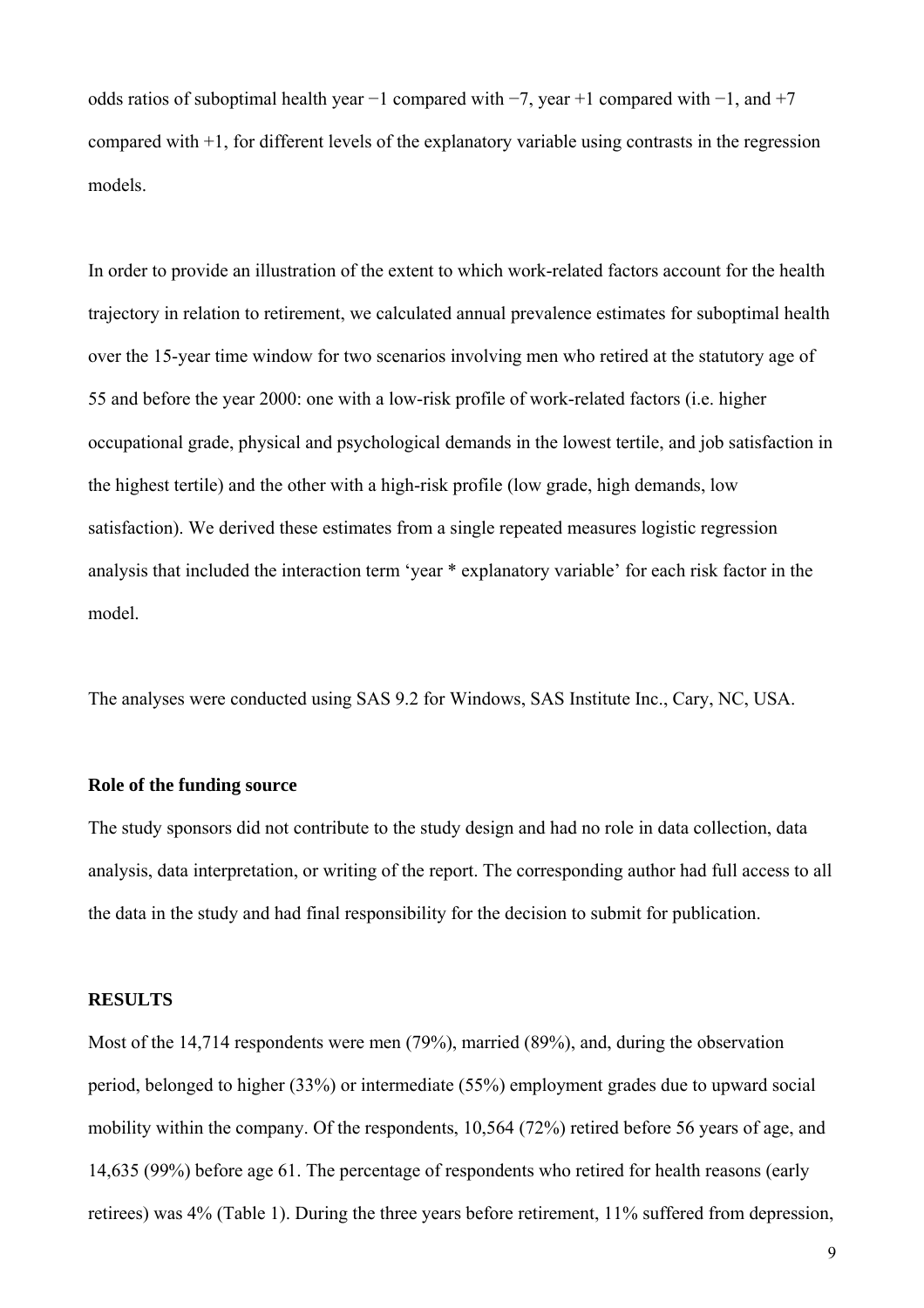odds ratios of suboptimal health year −1 compared with −7, year +1 compared with −1, and +7 compared with +1, for different levels of the explanatory variable using contrasts in the regression models.

In order to provide an illustration of the extent to which work-related factors account for the health trajectory in relation to retirement, we calculated annual prevalence estimates for suboptimal health over the 15-year time window for two scenarios involving men who retired at the statutory age of 55 and before the year 2000: one with a low-risk profile of work-related factors (i.e. higher occupational grade, physical and psychological demands in the lowest tertile, and job satisfaction in the highest tertile) and the other with a high-risk profile (low grade, high demands, low satisfaction). We derived these estimates from a single repeated measures logistic regression analysis that included the interaction term 'year * explanatory variable' for each risk factor in the model.

The analyses were conducted using SAS 9.2 for Windows, SAS Institute Inc., Cary, NC, USA.

**Role of the funding source**

The study sponsors did not contribute to the study design and had no role in data collection, data analysis, data interpretation, or writing of the report. The corresponding author had full access to all the data in the study and had final responsibility for the decision to submit for publication.

## RESULTS

Most of the 14,714 respondents were men (79%), married (89%), and, during the observation period, belonged to higher (33%) or intermediate (55%) employment grades due to upward social mobility within the company. Of the respondents, 10,564 (72%) retired before 56 years of age, and 14,635 (99%) before age 61. The percentage of respondents who retired for health reasons (early retirees) was 4% (Table 1). During the three years before retirement, 11% suffered from depression,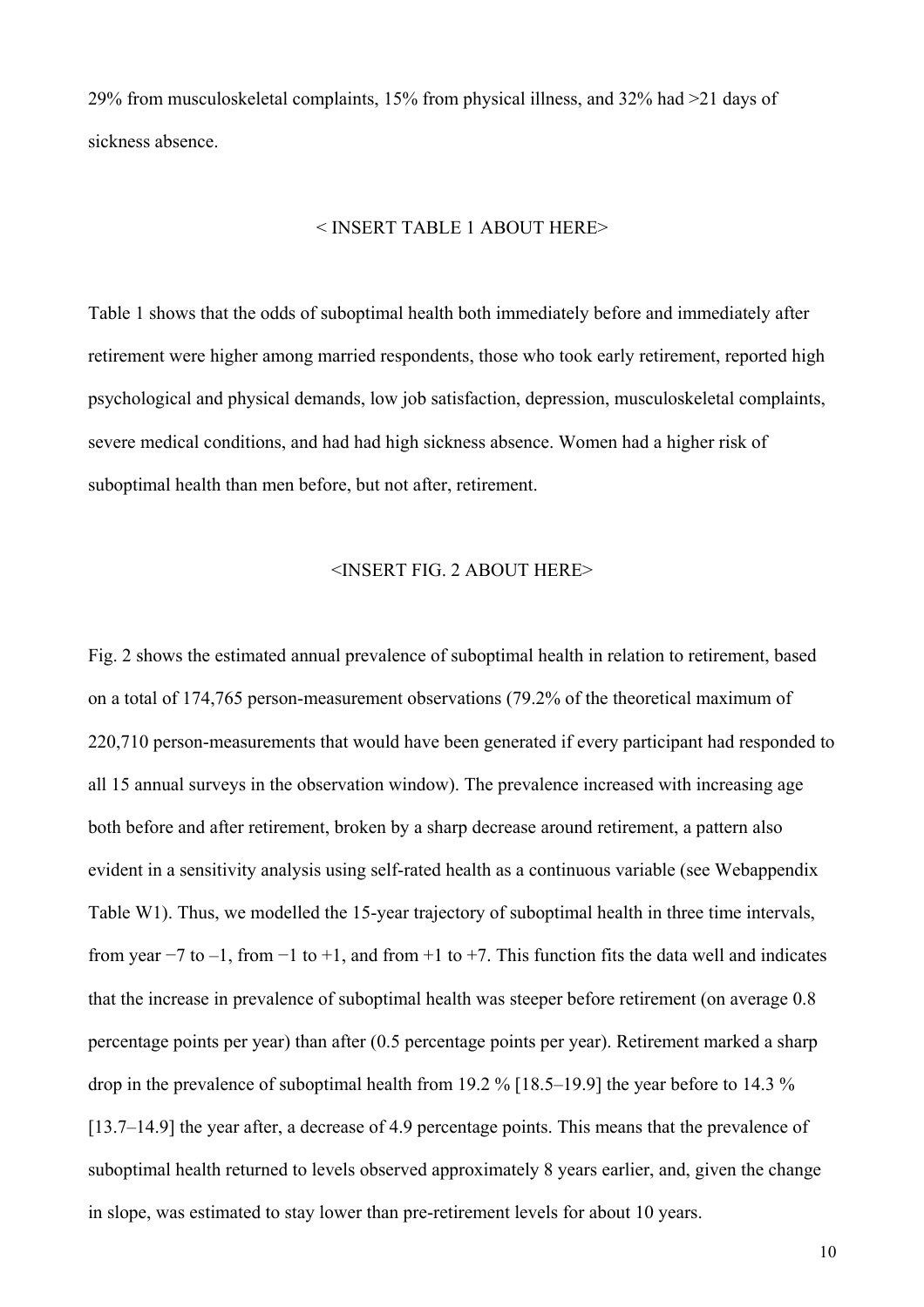29% from musculoskeletal complaints, 15% from physical illness, and 32% had >21 days of sickness absence.

< INSERT TABLE 1 ABOUT HERE>

Table 1 shows that the odds of suboptimal health both immediately before and immediately after retirement were higher among married respondents, those who took early retirement, reported high psychological and physical demands, low job satisfaction, depression, musculoskeletal complaints, severe medical conditions, and had had high sickness absence. Women had a higher risk of suboptimal health than men before, but not after, retirement.

<INSERT FIG. 2 ABOUT HERE>

Fig. 2 shows the estimated annual prevalence of suboptimal health in relation to retirement, based on a total of 174,765 person-measurement observations (79.2% of the theoretical maximum of 220,710 person-measurements that would have been generated if every participant had responded to all 15 annual surveys in the observation window). The prevalence increased with increasing age both before and after retirement, broken by a sharp decrease around retirement, a pattern also evident in a sensitivity analysis using self-rated health as a continuous variable (see Webappendix Table W1). Thus, we modelled the 15-year trajectory of suboptimal health in three time intervals, from year −7 to –1, from −1 to +1, and from +1 to +7. This function fits the data well and indicates that the increase in prevalence of suboptimal health was steeper before retirement (on average 0.8 percentage points per year) than after (0.5 percentage points per year). Retirement marked a sharp drop in the prevalence of suboptimal health from 19.2 % [18.5–19.9] the year before to 14.3 % [13.7–14.9] the year after, a decrease of 4.9 percentage points. This means that the prevalence of suboptimal health returned to levels observed approximately 8 years earlier, and, given the change in slope, was estimated to stay lower than pre-retirement levels for about 10 years.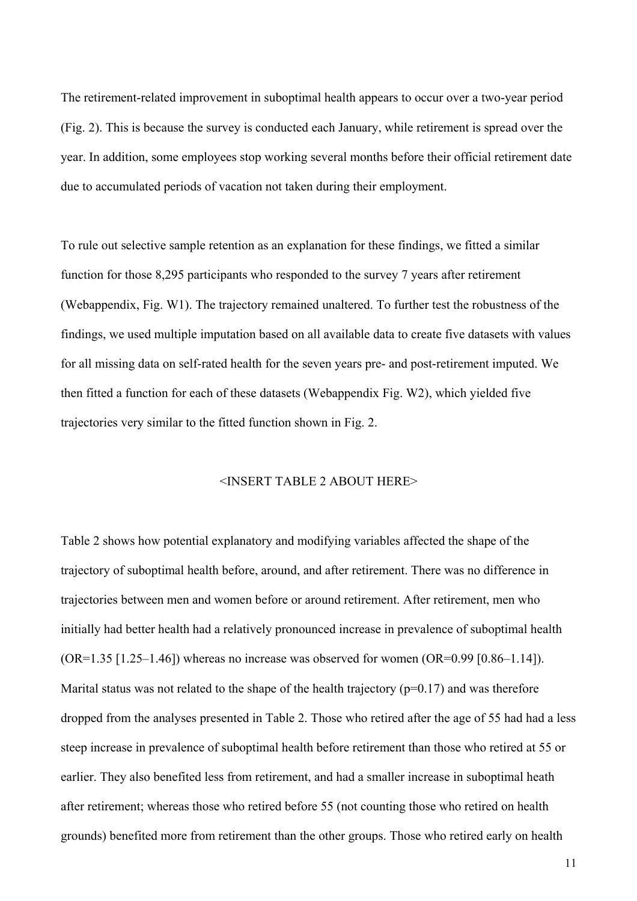The retirement-related improvement in suboptimal health appears to occur over a two-year period (Fig. 2). This is because the survey is conducted each January, while retirement is spread over the year. In addition, some employees stop working several months before their official retirement date due to accumulated periods of vacation not taken during their employment.

To rule out selective sample retention as an explanation for these findings, we fitted a similar function for those 8,295 participants who responded to the survey 7 years after retirement (Webappendix, Fig. W1). The trajectory remained unaltered. To further test the robustness of the findings, we used multiple imputation based on all available data to create five datasets with values for all missing data on self-rated health for the seven years pre- and post-retirement imputed. We then fitted a function for each of these datasets (Webappendix Fig. W2), which yielded five trajectories very similar to the fitted function shown in Fig. 2.

<INSERT TABLE 2 ABOUT HERE>

Table 2 shows how potential explanatory and modifying variables affected the shape of the trajectory of suboptimal health before, around, and after retirement. There was no difference in trajectories between men and women before or around retirement. After retirement, men who initially had better health had a relatively pronounced increase in prevalence of suboptimal health (OR=1.35 [1.25–1.46]) whereas no increase was observed for women (OR=0.99 [0.86–1.14]). Marital status was not related to the shape of the health trajectory ($p=0.17$) and was therefore dropped from the analyses presented in Table 2. Those who retired after the age of 55 had had a less steep increase in prevalence of suboptimal health before retirement than those who retired at 55 or earlier. They also benefited less from retirement, and had a smaller increase in suboptimal heath after retirement; whereas those who retired before 55 (not counting those who retired on health grounds) benefited more from retirement than the other groups. Those who retired early on health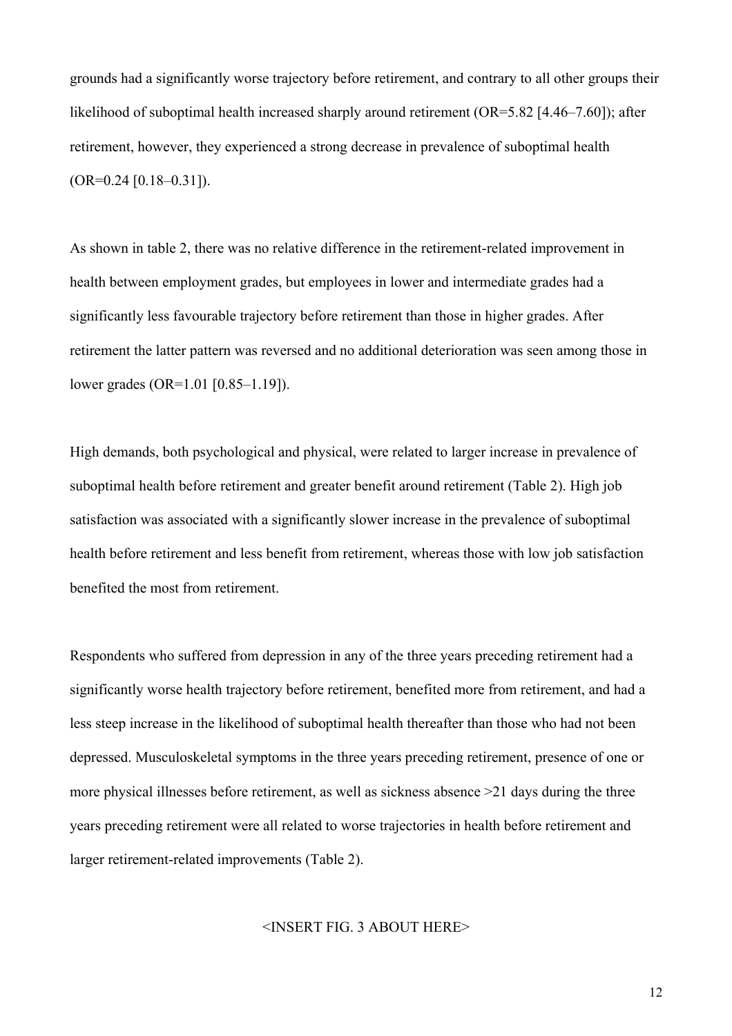grounds had a significantly worse trajectory before retirement, and contrary to all other groups their likelihood of suboptimal health increased sharply around retirement (OR=5.82 [4.46–7.60]); after retirement, however, they experienced a strong decrease in prevalence of suboptimal health (OR=0.24 [0.18–0.31]).

As shown in table 2, there was no relative difference in the retirement-related improvement in health between employment grades, but employees in lower and intermediate grades had a significantly less favourable trajectory before retirement than those in higher grades. After retirement the latter pattern was reversed and no additional deterioration was seen among those in lower grades (OR=1.01 [0.85–1.19]).

High demands, both psychological and physical, were related to larger increase in prevalence of suboptimal health before retirement and greater benefit around retirement (Table 2). High job satisfaction was associated with a significantly slower increase in the prevalence of suboptimal health before retirement and less benefit from retirement, whereas those with low job satisfaction benefited the most from retirement.

Respondents who suffered from depression in any of the three years preceding retirement had a significantly worse health trajectory before retirement, benefited more from retirement, and had a less steep increase in the likelihood of suboptimal health thereafter than those who had not been depressed. Musculoskeletal symptoms in the three years preceding retirement, presence of one or more physical illnesses before retirement, as well as sickness absence >21 days during the three years preceding retirement were all related to worse trajectories in health before retirement and larger retirement-related improvements (Table 2).

<INSERT FIG. 3 ABOUT HERE>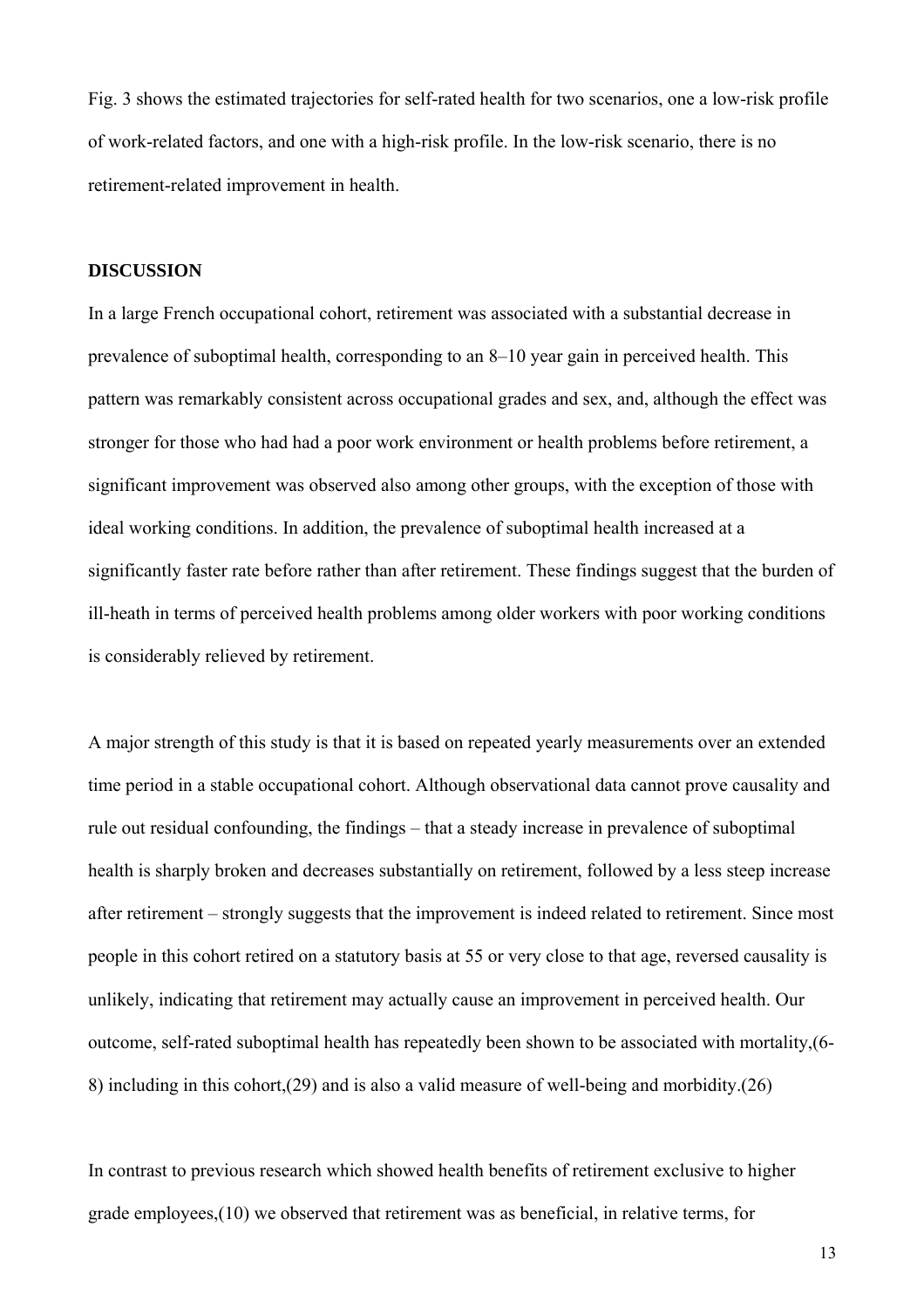Fig. 3 shows the estimated trajectories for self-rated health for two scenarios, one a low-risk profile of work-related factors, and one with a high-risk profile. In the low-risk scenario, there is no retirement-related improvement in health.

## DISCUSSION

In a large French occupational cohort, retirement was associated with a substantial decrease in prevalence of suboptimal health, corresponding to an 8–10 year gain in perceived health. This pattern was remarkably consistent across occupational grades and sex, and, although the effect was stronger for those who had had a poor work environment or health problems before retirement, a significant improvement was observed also among other groups, with the exception of those with ideal working conditions. In addition, the prevalence of suboptimal health increased at a significantly faster rate before rather than after retirement. These findings suggest that the burden of ill-heath in terms of perceived health problems among older workers with poor working conditions is considerably relieved by retirement.

A major strength of this study is that it is based on repeated yearly measurements over an extended time period in a stable occupational cohort. Although observational data cannot prove causality and rule out residual confounding, the findings – that a steady increase in prevalence of suboptimal health is sharply broken and decreases substantially on retirement, followed by a less steep increase after retirement – strongly suggests that the improvement is indeed related to retirement. Since most people in this cohort retired on a statutory basis at 55 or very close to that age, reversed causality is unlikely, indicating that retirement may actually cause an improvement in perceived health. Our outcome, self-rated suboptimal health has repeatedly been shown to be associated with mortality,(6-8) including in this cohort,(29) and is also a valid measure of well-being and morbidity.(26)

In contrast to previous research which showed health benefits of retirement exclusive to higher grade employees,(10) we observed that retirement was as beneficial, in relative terms, for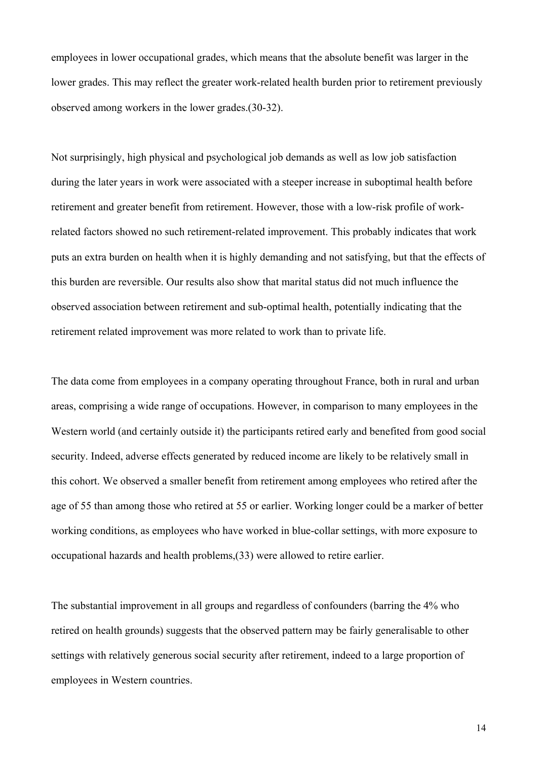employees in lower occupational grades, which means that the absolute benefit was larger in the lower grades. This may reflect the greater work-related health burden prior to retirement previously observed among workers in the lower grades.(30-32).

Not surprisingly, high physical and psychological job demands as well as low job satisfaction during the later years in work were associated with a steeper increase in suboptimal health before retirement and greater benefit from retirement. However, those with a low-risk profile of work-related factors showed no such retirement-related improvement. This probably indicates that work puts an extra burden on health when it is highly demanding and not satisfying, but that the effects of this burden are reversible. Our results also show that marital status did not much influence the observed association between retirement and sub-optimal health, potentially indicating that the retirement related improvement was more related to work than to private life.

The data come from employees in a company operating throughout France, both in rural and urban areas, comprising a wide range of occupations. However, in comparison to many employees in the Western world (and certainly outside it) the participants retired early and benefited from good social security. Indeed, adverse effects generated by reduced income are likely to be relatively small in this cohort. We observed a smaller benefit from retirement among employees who retired after the age of 55 than among those who retired at 55 or earlier. Working longer could be a marker of better working conditions, as employees who have worked in blue-collar settings, with more exposure to occupational hazards and health problems,(33) were allowed to retire earlier.

The substantial improvement in all groups and regardless of confounders (barring the 4% who retired on health grounds) suggests that the observed pattern may be fairly generalisable to other settings with relatively generous social security after retirement, indeed to a large proportion of employees in Western countries.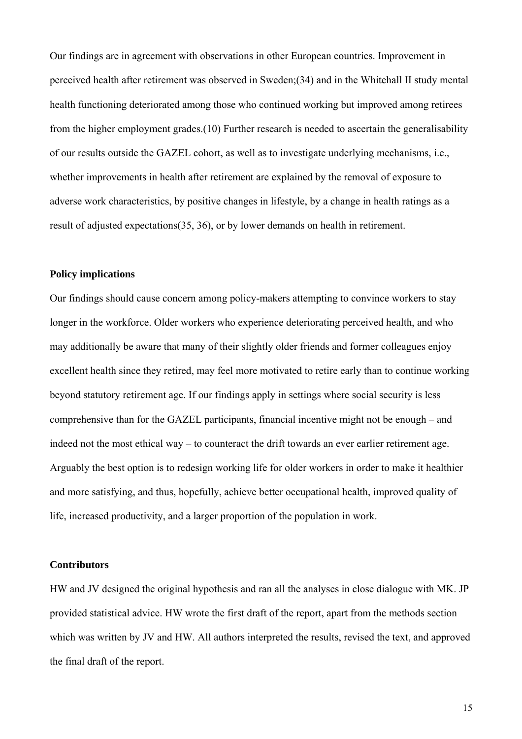Our findings are in agreement with observations in other European countries. Improvement in perceived health after retirement was observed in Sweden;(34) and in the Whitehall II study mental health functioning deteriorated among those who continued working but improved among retirees from the higher employment grades.(10) Further research is needed to ascertain the generalisability of our results outside the GAZEL cohort, as well as to investigate underlying mechanisms, i.e., whether improvements in health after retirement are explained by the removal of exposure to adverse work characteristics, by positive changes in lifestyle, by a change in health ratings as a result of adjusted expectations(35, 36), or by lower demands on health in retirement.

**Policy implications**

Our findings should cause concern among policy-makers attempting to convince workers to stay longer in the workforce. Older workers who experience deteriorating perceived health, and who may additionally be aware that many of their slightly older friends and former colleagues enjoy excellent health since they retired, may feel more motivated to retire early than to continue working beyond statutory retirement age. If our findings apply in settings where social security is less comprehensive than for the GAZEL participants, financial incentive might not be enough – and indeed not the most ethical way – to counteract the drift towards an ever earlier retirement age. Arguably the best option is to redesign working life for older workers in order to make it healthier and more satisfying, and thus, hopefully, achieve better occupational health, improved quality of life, increased productivity, and a larger proportion of the population in work.

**Contributors**

HW and JV designed the original hypothesis and ran all the analyses in close dialogue with MK. JP provided statistical advice. HW wrote the first draft of the report, apart from the methods section which was written by JV and HW. All authors interpreted the results, revised the text, and approved the final draft of the report.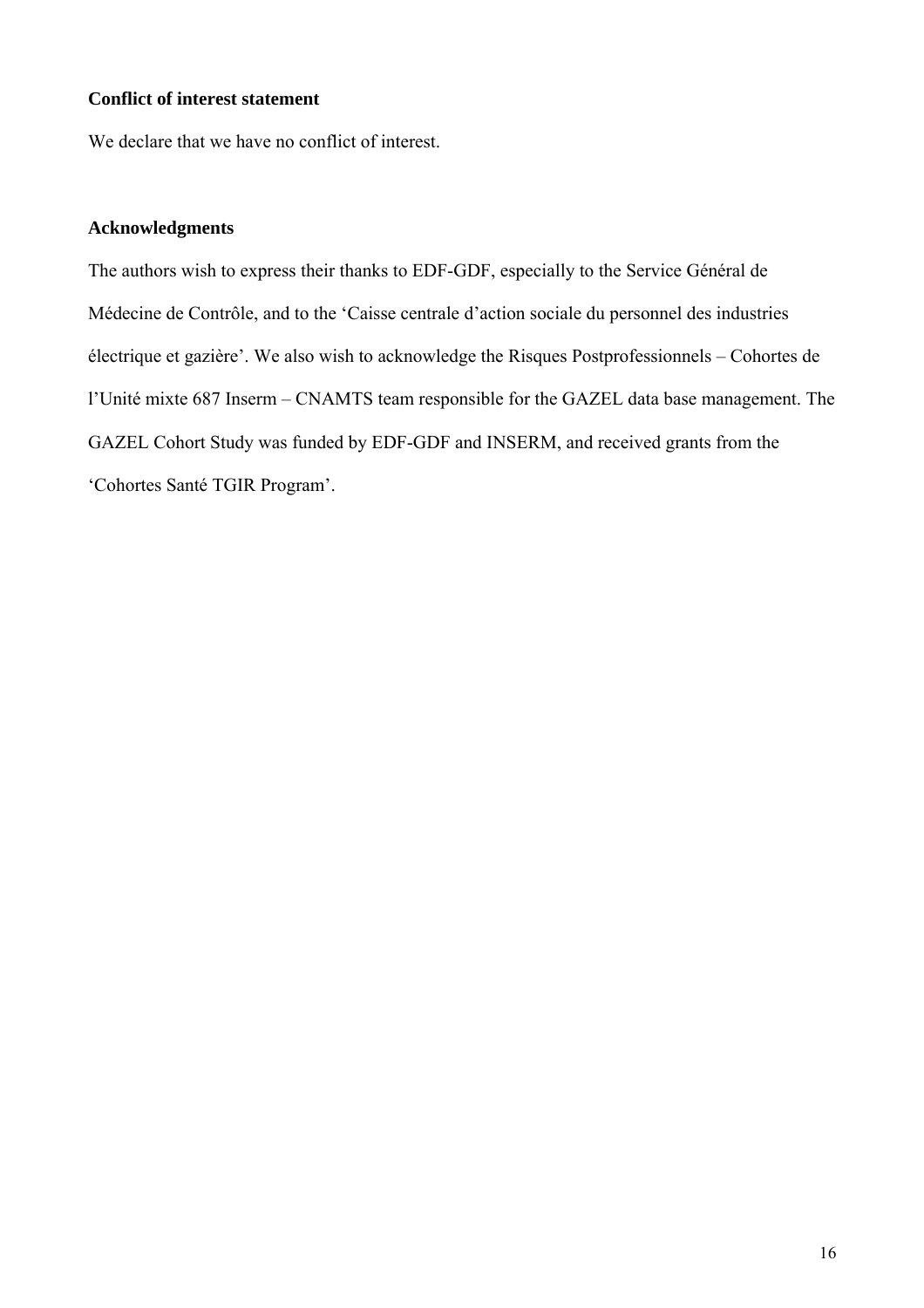**Conflict of interest statement**

We declare that we have no conflict of interest.

**Acknowledgments**

The authors wish to express their thanks to EDF-GDF, especially to the Service Général de Médecine de Contrôle, and to the 'Caisse centrale d'action sociale du personnel des industries électrique et gazière'. We also wish to acknowledge the Risques Postprofessionnels – Cohortes de l'Unité mixte 687 Inserm – CNAMTS team responsible for the GAZEL data base management. The GAZEL Cohort Study was funded by EDF-GDF and INSERM, and received grants from the 'Cohortes Santé TGIR Program'.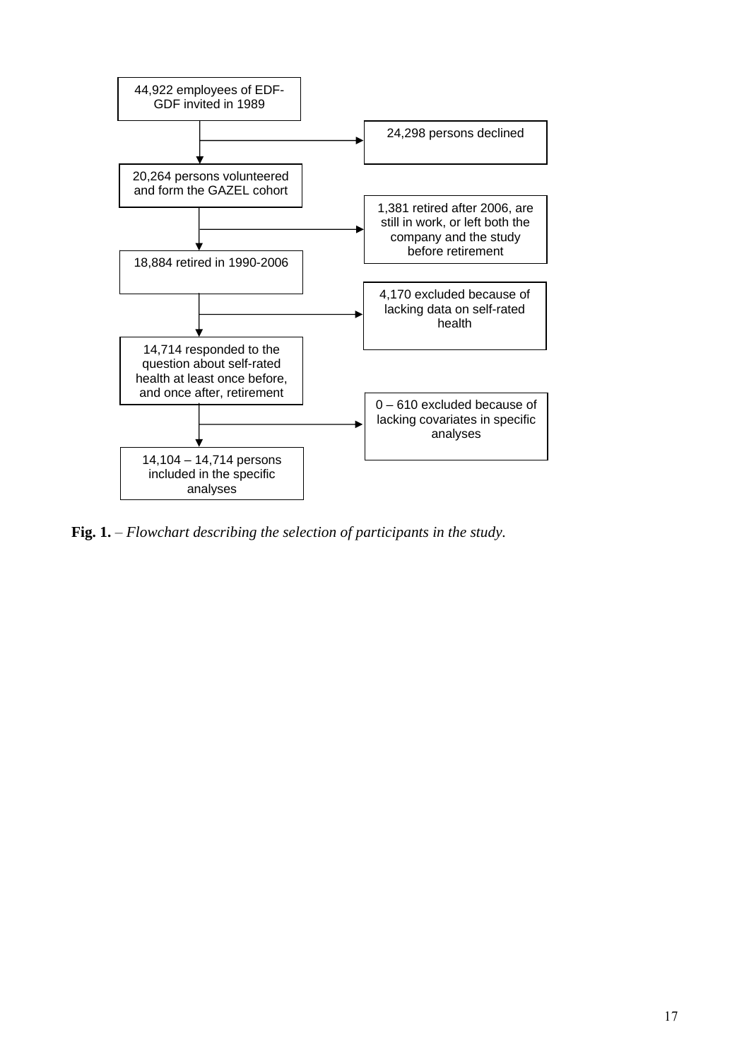44,922 employees of EDF-GDF invited in 1989

→ 24,298 persons declined

20,264 persons volunteered and form the GAZEL cohort

→ 1,381 retired after 2006, are still in work, or left both the company and the study before retirement

18,884 retired in 1990-2006

→ 4,170 excluded because of lacking data on self-rated health

14,714 responded to the question about self-rated health at least once before, and once after, retirement

→ 0 – 610 excluded because of lacking covariates in specific analyses

14,104 – 14,714 persons included in the specific analyses

**Fig. 1.** – *Flowchart describing the selection of participants in the study.*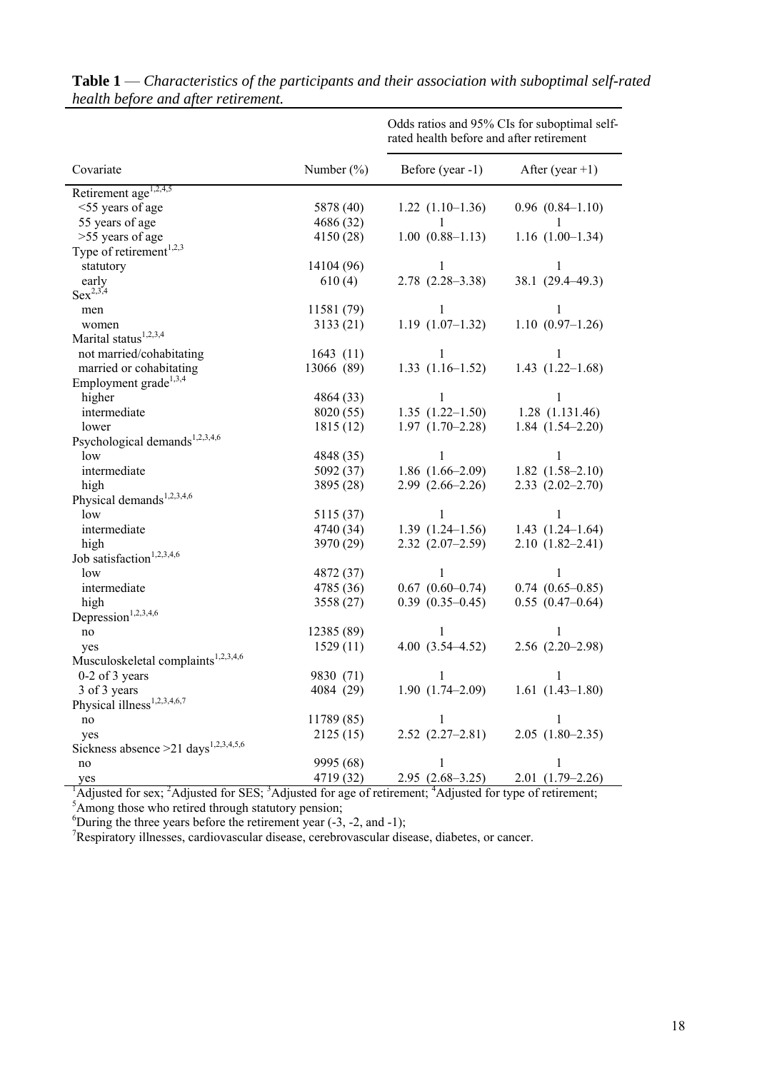**Table 1** — *Characteristics of the participants and their association with suboptimal self-rated health before and after retirement.*

| Covariate | Number (%) | Odds ratios and 95% CIs for suboptimal self-rated health before and after retirement | |
|---|---|---|---|
| | | Before (year -1) | After (year +1) |
| Retirement age[1,2,4,5] | | | |
| <55 years of age | 5878 (40) | 1.22 (1.10–1.36) | 0.96 (0.84–1.10) |
| 55 years of age | 4686 (32) | 1 | 1 |
| >55 years of age | 4150 (28) | 1.00 (0.88–1.13) | 1.16 (1.00–1.34) |
| Type of retirement[1,2,3] | | | |
| statutory | 14104 (96) | 1 | 1 |
| early | 610 (4) | 2.78 (2.28–3.38) | 38.1 (29.4–49.3) |
| Sex[2,3,4] | | | |
| men | 11581 (79) | 1 | 1 |
| women | 3133 (21) | 1.19 (1.07–1.32) | 1.10 (0.97–1.26) |
| Marital status[1,2,3,4] | | | |
| not married/cohabitating | 1643 (11) | 1 | 1 |
| married or cohabitating | 13066 (89) | 1.33 (1.16–1.52) | 1.43 (1.22–1.68) |
| Employment grade[1,3,4] | | | |
| higher | 4864 (33) | 1 | 1 |
| intermediate | 8020 (55) | 1.35 (1.22–1.50) | 1.28 (1.131.46) |
| lower | 1815 (12) | 1.97 (1.70–2.28) | 1.84 (1.54–2.20) |
| Psychological demands[1,2,3,4,6] | | | |
| low | 4848 (35) | 1 | 1 |
| intermediate | 5092 (37) | 1.86 (1.66–2.09) | 1.82 (1.58–2.10) |
| high | 3895 (28) | 2.99 (2.66–2.26) | 2.33 (2.02–2.70) |
| Physical demands[1,2,3,4,6] | | | |
| low | 5115 (37) | 1 | 1 |
| intermediate | 4740 (34) | 1.39 (1.24–1.56) | 1.43 (1.24–1.64) |
| high | 3970 (29) | 2.32 (2.07–2.59) | 2.10 (1.82–2.41) |
| Job satisfaction[1,2,3,4,6] | | | |
| low | 4872 (37) | 1 | 1 |
| intermediate | 4785 (36) | 0.67 (0.60–0.74) | 0.74 (0.65–0.85) |
| high | 3558 (27) | 0.39 (0.35–0.45) | 0.55 (0.47–0.64) |
| Depression[1,2,3,4,6] | | | |
| no | 12385 (89) | 1 | 1 |
| yes | 1529 (11) | 4.00 (3.54–4.52) | 2.56 (2.20–2.98) |
| Musculoskeletal complaints[1,2,3,4,6] | | | |
| 0-2 of 3 years | 9830 (71) | 1 | 1 |
| 3 of 3 years | 4084 (29) | 1.90 (1.74–2.09) | 1.61 (1.43–1.80) |
| Physical illness[1,2,3,4,6,7] | | | |
| no | 11789 (85) | 1 | 1 |
| yes | 2125 (15) | 2.52 (2.27–2.81) | 2.05 (1.80–2.35) |
| Sickness absence >21 days[1,2,3,4,5,6] | | | |
| no | 9995 (68) | 1 | 1 |
| yes | 4719 (32) | 2.95 (2.68–3.25) | 2.01 (1.79–2.26) |

[1]Adjusted for sex; [2]Adjusted for SES; [3]Adjusted for age of retirement; [4]Adjusted for type of retirement;
[5]Among those who retired through statutory pension;
[6]During the three years before the retirement year (-3, -2, and -1);
[7]Respiratory illnesses, cardiovascular disease, cerebrovascular disease, diabetes, or cancer.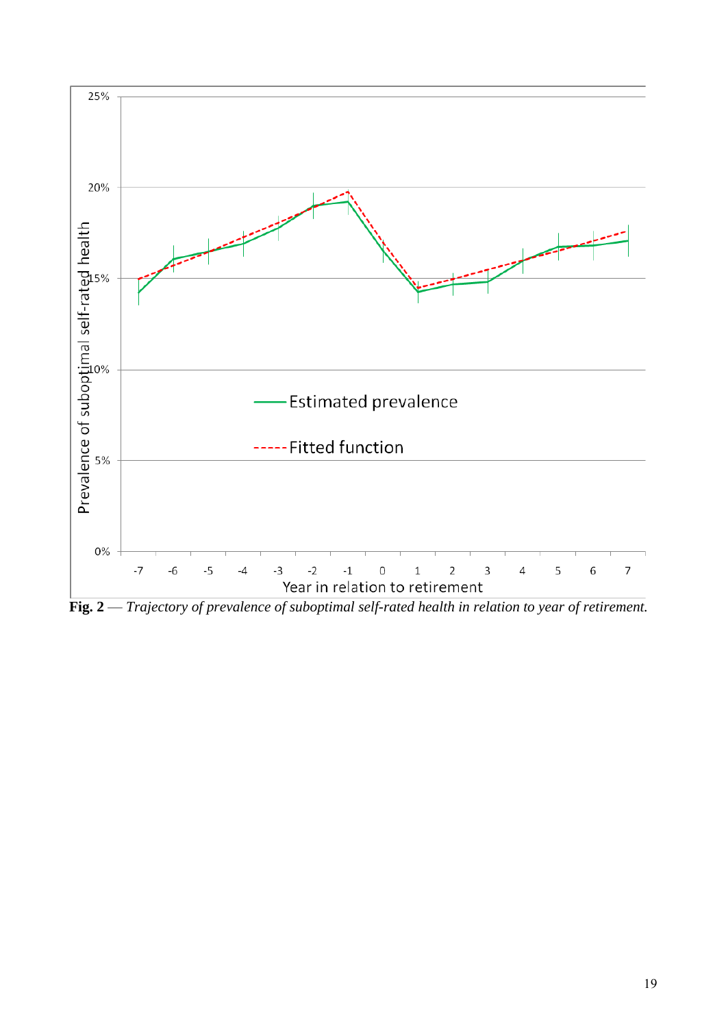**Fig. 2** — *Trajectory of prevalence of suboptimal self-rated health in relation to year of retirement.*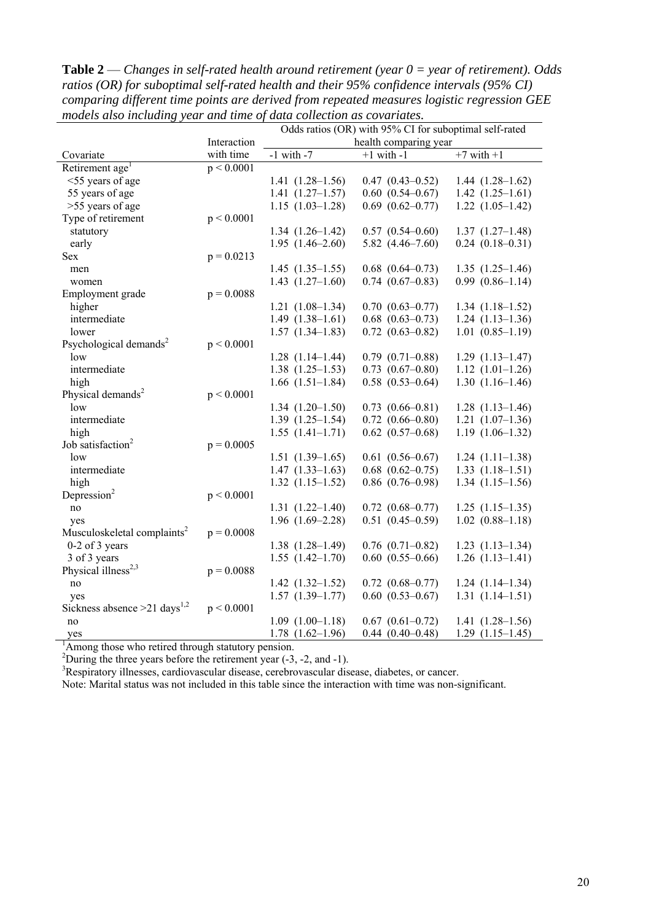**Table 2** — *Changes in self-rated health around retirement (year 0 = year of retirement). Odds ratios (OR) for suboptimal self-rated health and their 95% confidence intervals (95% CI) comparing different time points are derived from repeated measures logistic regression GEE models also including year and time of data collection as covariates.*

| Covariate | Interaction with time | Odds ratios (OR) with 95% CI for suboptimal self-rated health comparing year | | |
|---|---|---|---|---|
| | | -1 with -7 | +1 with -1 | +7 with +1 |
| Retirement age[1] | $p < 0.0001$ | | | |
| <55 years of age | | 1.41 (1.28–1.56) | 0.47 (0.43–0.52) | 1.44 (1.28–1.62) |
| 55 years of age | | 1.41 (1.27–1.57) | 0.60 (0.54–0.67) | 1.42 (1.25–1.61) |
| >55 years of age | | 1.15 (1.03–1.28) | 0.69 (0.62–0.77) | 1.22 (1.05–1.42) |
| Type of retirement | $p < 0.0001$ | | | |
| statutory | | 1.34 (1.26–1.42) | 0.57 (0.54–0.60) | 1.37 (1.27–1.48) |
| early | | 1.95 (1.46–2.60) | 5.82 (4.46–7.60) | 0.24 (0.18–0.31) |
| Sex | $p = 0.0213$ | | | |
| men | | 1.45 (1.35–1.55) | 0.68 (0.64–0.73) | 1.35 (1.25–1.46) |
| women | | 1.43 (1.27–1.60) | 0.74 (0.67–0.83) | 0.99 (0.86–1.14) |
| Employment grade | $p = 0.0088$ | | | |
| higher | | 1.21 (1.08–1.34) | 0.70 (0.63–0.77) | 1.34 (1.18–1.52) |
| intermediate | | 1.49 (1.38–1.61) | 0.68 (0.63–0.73) | 1.24 (1.13–1.36) |
| lower | | 1.57 (1.34–1.83) | 0.72 (0.63–0.82) | 1.01 (0.85–1.19) |
| Psychological demands[2] | $p < 0.0001$ | | | |
| low | | 1.28 (1.14–1.44) | 0.79 (0.71–0.88) | 1.29 (1.13–1.47) |
| intermediate | | 1.38 (1.25–1.53) | 0.73 (0.67–0.80) | 1.12 (1.01–1.26) |
| high | | 1.66 (1.51–1.84) | 0.58 (0.53–0.64) | 1.30 (1.16–1.46) |
| Physical demands[2] | $p < 0.0001$ | | | |
| low | | 1.34 (1.20–1.50) | 0.73 (0.66–0.81) | 1.28 (1.13–1.46) |
| intermediate | | 1.39 (1.25–1.54) | 0.72 (0.66–0.80) | 1.21 (1.07–1.36) |
| high | | 1.55 (1.41–1.71) | 0.62 (0.57–0.68) | 1.19 (1.06–1.32) |
| Job satisfaction[2] | $p = 0.0005$ | | | |
| low | | 1.51 (1.39–1.65) | 0.61 (0.56–0.67) | 1.24 (1.11–1.38) |
| intermediate | | 1.47 (1.33–1.63) | 0.68 (0.62–0.75) | 1.33 (1.18–1.51) |
| high | | 1.32 (1.15–1.52) | 0.86 (0.76–0.98) | 1.34 (1.15–1.56) |
| Depression[2] | $p < 0.0001$ | | | |
| no | | 1.31 (1.22–1.40) | 0.72 (0.68–0.77) | 1.25 (1.15–1.35) |
| yes | | 1.96 (1.69–2.28) | 0.51 (0.45–0.59) | 1.02 (0.88–1.18) |
| Musculoskeletal complaints[2] | $p = 0.0008$ | | | |
| 0-2 of 3 years | | 1.38 (1.28–1.49) | 0.76 (0.71–0.82) | 1.23 (1.13–1.34) |
| 3 of 3 years | | 1.55 (1.42–1.70) | 0.60 (0.55–0.66) | 1.26 (1.13–1.41) |
| Physical illness[2,3] | $p = 0.0088$ | | | |
| no | | 1.42 (1.32–1.52) | 0.72 (0.68–0.77) | 1.24 (1.14–1.34) |
| yes | | 1.57 (1.39–1.77) | 0.60 (0.53–0.67) | 1.31 (1.14–1.51) |
| Sickness absence >21 days[1,2] | $p < 0.0001$ | | | |
| no | | 1.09 (1.00–1.18) | 0.67 (0.61–0.72) | 1.41 (1.28–1.56) |
| yes | | 1.78 (1.62–1.96) | 0.44 (0.40–0.48) | 1.29 (1.15–1.45) |

[1]Among those who retired through statutory pension.

[2]During the three years before the retirement year (-3, -2, and -1).

[3]Respiratory illnesses, cardiovascular disease, cerebrovascular disease, diabetes, or cancer.

Note: Marital status was not included in this table since the interaction with time was non-significant.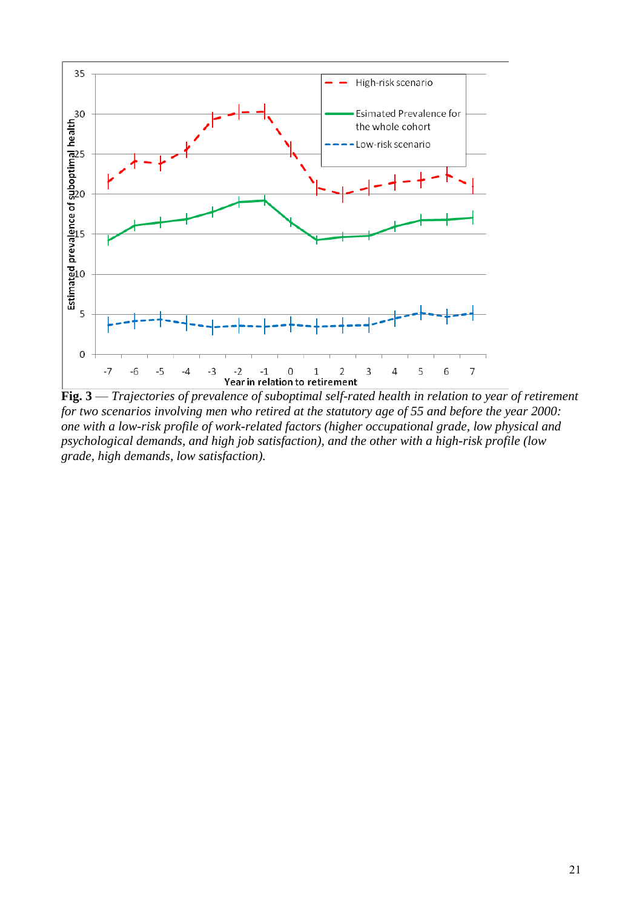**Fig. 3** — *Trajectories of prevalence of suboptimal self-rated health in relation to year of retirement for two scenarios involving men who retired at the statutory age of 55 and before the year 2000: one with a low-risk profile of work-related factors (higher occupational grade, low physical and psychological demands, and high job satisfaction), and the other with a high-risk profile (low grade, high demands, low satisfaction).*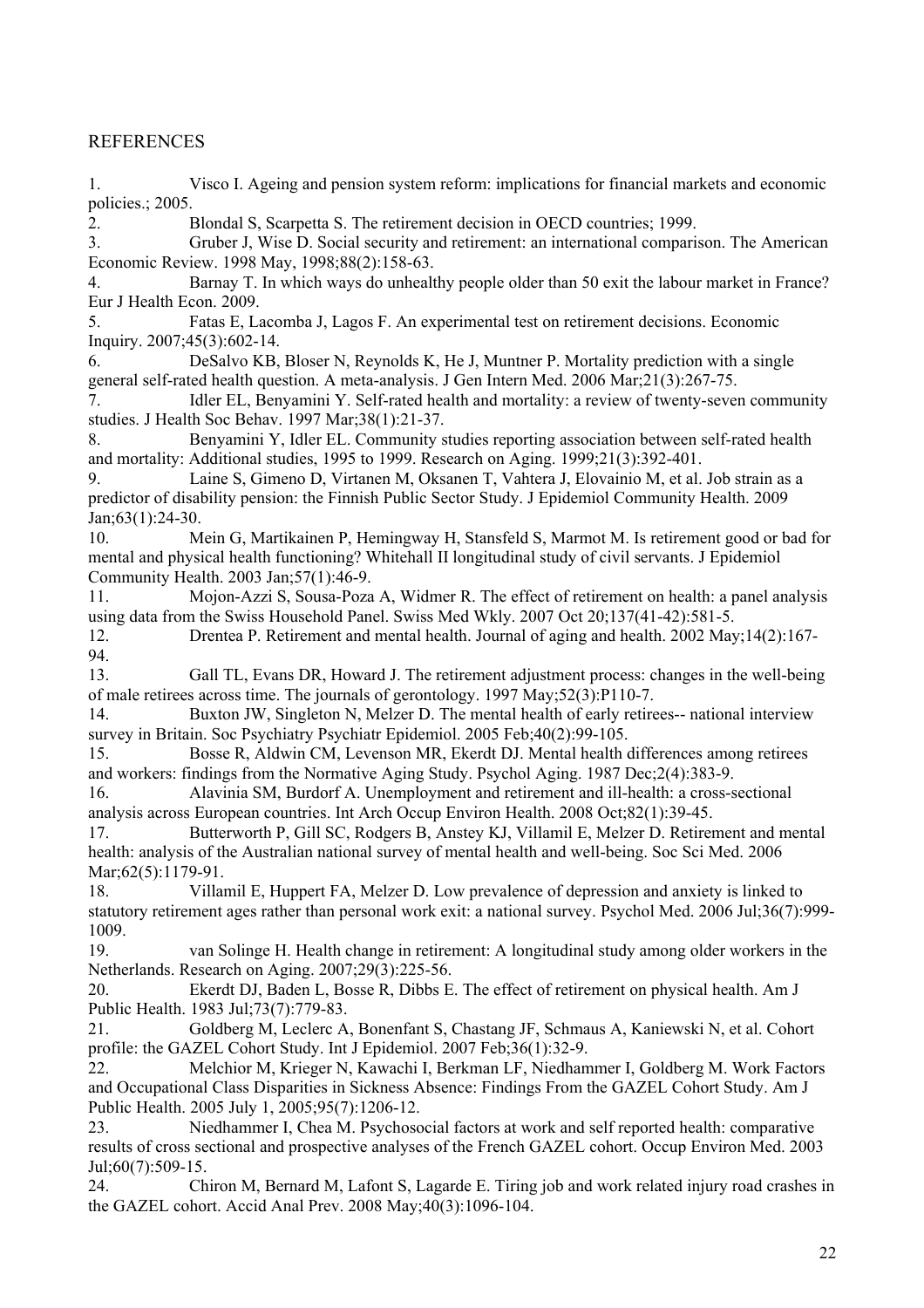REFERENCES

1. Visco I. Ageing and pension system reform: implications for financial markets and economic policies.; 2005.
2. Blondal S, Scarpetta S. The retirement decision in OECD countries; 1999.
3. Gruber J, Wise D. Social security and retirement: an international comparison. The American Economic Review. 1998 May, 1998;88(2):158-63.
4. Barnay T. In which ways do unhealthy people older than 50 exit the labour market in France? Eur J Health Econ. 2009.
5. Fatas E, Lacomba J, Lagos F. An experimental test on retirement decisions. Economic Inquiry. 2007;45(3):602-14.
6. DeSalvo KB, Bloser N, Reynolds K, He J, Muntner P. Mortality prediction with a single general self-rated health question. A meta-analysis. J Gen Intern Med. 2006 Mar;21(3):267-75.
7. Idler EL, Benyamini Y. Self-rated health and mortality: a review of twenty-seven community studies. J Health Soc Behav. 1997 Mar;38(1):21-37.
8. Benyamini Y, Idler EL. Community studies reporting association between self-rated health and mortality: Additional studies, 1995 to 1999. Research on Aging. 1999;21(3):392-401.
9. Laine S, Gimeno D, Virtanen M, Oksanen T, Vahtera J, Elovainio M, et al. Job strain as a predictor of disability pension: the Finnish Public Sector Study. J Epidemiol Community Health. 2009 Jan;63(1):24-30.
10. Mein G, Martikainen P, Hemingway H, Stansfeld S, Marmot M. Is retirement good or bad for mental and physical health functioning? Whitehall II longitudinal study of civil servants. J Epidemiol Community Health. 2003 Jan;57(1):46-9.
11. Mojon-Azzi S, Sousa-Poza A, Widmer R. The effect of retirement on health: a panel analysis using data from the Swiss Household Panel. Swiss Med Wkly. 2007 Oct 20;137(41-42):581-5.
12. Drentea P. Retirement and mental health. Journal of aging and health. 2002 May;14(2):167-94.
13. Gall TL, Evans DR, Howard J. The retirement adjustment process: changes in the well-being of male retirees across time. The journals of gerontology. 1997 May;52(3):P110-7.
14. Buxton JW, Singleton N, Melzer D. The mental health of early retirees-- national interview survey in Britain. Soc Psychiatry Psychiatr Epidemiol. 2005 Feb;40(2):99-105.
15. Bosse R, Aldwin CM, Levenson MR, Ekerdt DJ. Mental health differences among retirees and workers: findings from the Normative Aging Study. Psychol Aging. 1987 Dec;2(4):383-9.
16. Alavinia SM, Burdorf A. Unemployment and retirement and ill-health: a cross-sectional analysis across European countries. Int Arch Occup Environ Health. 2008 Oct;82(1):39-45.
17. Butterworth P, Gill SC, Rodgers B, Anstey KJ, Villamil E, Melzer D. Retirement and mental health: analysis of the Australian national survey of mental health and well-being. Soc Sci Med. 2006 Mar;62(5):1179-91.
18. Villamil E, Huppert FA, Melzer D. Low prevalence of depression and anxiety is linked to statutory retirement ages rather than personal work exit: a national survey. Psychol Med. 2006 Jul;36(7):999-1009.
19. van Solinge H. Health change in retirement: A longitudinal study among older workers in the Netherlands. Research on Aging. 2007;29(3):225-56.
20. Ekerdt DJ, Baden L, Bosse R, Dibbs E. The effect of retirement on physical health. Am J Public Health. 1983 Jul;73(7):779-83.
21. Goldberg M, Leclerc A, Bonenfant S, Chastang JF, Schmaus A, Kaniewski N, et al. Cohort profile: the GAZEL Cohort Study. Int J Epidemiol. 2007 Feb;36(1):32-9.
22. Melchior M, Krieger N, Kawachi I, Berkman LF, Niedhammer I, Goldberg M. Work Factors and Occupational Class Disparities in Sickness Absence: Findings From the GAZEL Cohort Study. Am J Public Health. 2005 July 1, 2005;95(7):1206-12.
23. Niedhammer I, Chea M. Psychosocial factors at work and self reported health: comparative results of cross sectional and prospective analyses of the French GAZEL cohort. Occup Environ Med. 2003 Jul;60(7):509-15.
24. Chiron M, Bernard M, Lafont S, Lagarde E. Tiring job and work related injury road crashes in the GAZEL cohort. Accid Anal Prev. 2008 May;40(3):1096-104.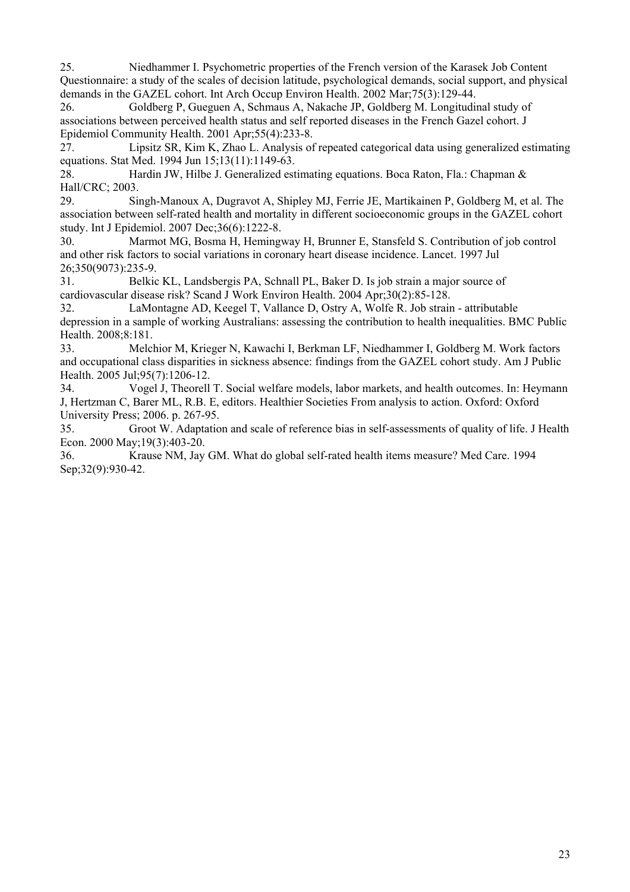25. Niedhammer I. Psychometric properties of the French version of the Karasek Job Content Questionnaire: a study of the scales of decision latitude, psychological demands, social support, and physical demands in the GAZEL cohort. Int Arch Occup Environ Health. 2002 Mar;75(3):129-44.
26. Goldberg P, Gueguen A, Schmaus A, Nakache JP, Goldberg M. Longitudinal study of associations between perceived health status and self reported diseases in the French Gazel cohort. J Epidemiol Community Health. 2001 Apr;55(4):233-8.
27. Lipsitz SR, Kim K, Zhao L. Analysis of repeated categorical data using generalized estimating equations. Stat Med. 1994 Jun 15;13(11):1149-63.
28. Hardin JW, Hilbe J. Generalized estimating equations. Boca Raton, Fla.: Chapman & Hall/CRC; 2003.
29. Singh-Manoux A, Dugravot A, Shipley MJ, Ferrie JE, Martikainen P, Goldberg M, et al. The association between self-rated health and mortality in different socioeconomic groups in the GAZEL cohort study. Int J Epidemiol. 2007 Dec;36(6):1222-8.
30. Marmot MG, Bosma H, Hemingway H, Brunner E, Stansfeld S. Contribution of job control and other risk factors to social variations in coronary heart disease incidence. Lancet. 1997 Jul 26;350(9073):235-9.
31. Belkic KL, Landsbergis PA, Schnall PL, Baker D. Is job strain a major source of cardiovascular disease risk? Scand J Work Environ Health. 2004 Apr;30(2):85-128.
32. LaMontagne AD, Keegel T, Vallance D, Ostry A, Wolfe R. Job strain - attributable depression in a sample of working Australians: assessing the contribution to health inequalities. BMC Public Health. 2008;8:181.
33. Melchior M, Krieger N, Kawachi I, Berkman LF, Niedhammer I, Goldberg M. Work factors and occupational class disparities in sickness absence: findings from the GAZEL cohort study. Am J Public Health. 2005 Jul;95(7):1206-12.
34. Vogel J, Theorell T. Social welfare models, labor markets, and health outcomes. In: Heymann J, Hertzman C, Barer ML, R.B. E, editors. Healthier Societies From analysis to action. Oxford: Oxford University Press; 2006. p. 267-95.
35. Groot W. Adaptation and scale of reference bias in self-assessments of quality of life. J Health Econ. 2000 May;19(3):403-20.
36. Krause NM, Jay GM. What do global self-rated health items measure? Med Care. 1994 Sep;32(9):930-42.